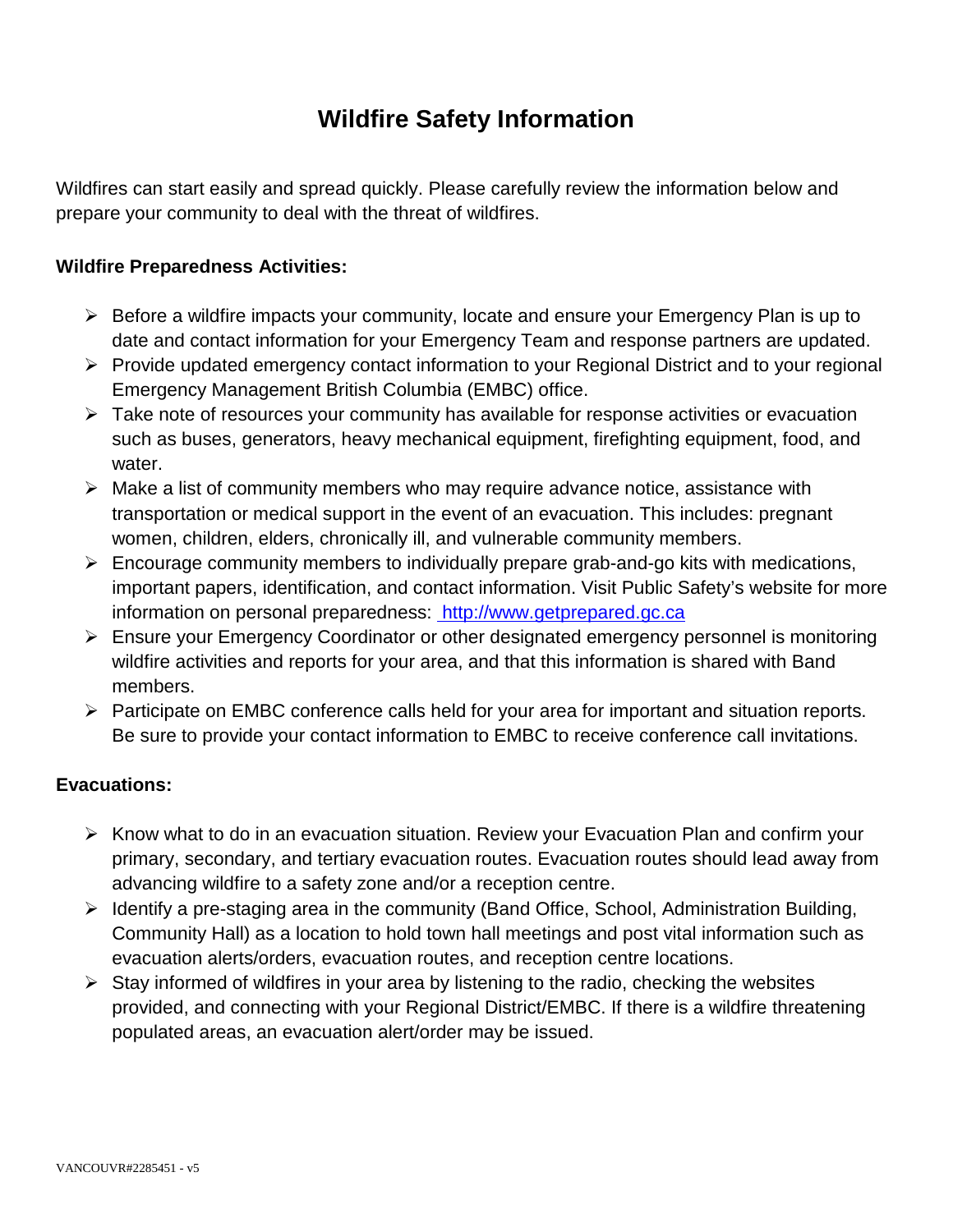# Wildfire Safety Information

Wildfires can start easily and spread quickly. Please carefully review the information below and prepare your community to deal with the threat of wildfires.

**Wildfire Preparedness Activities:**

- Before a wildfire impacts your community, locate and ensure your Emergency Plan is up to date and contact information for your Emergency Team and response partners are updated.
- Provide updated emergency contact information to your Regional District and to your regional Emergency Management British Columbia (EMBC) office.
- Take note of resources your community has available for response activities or evacuation such as buses, generators, heavy mechanical equipment, firefighting equipment, food, and water.
- Make a list of community members who may require advance notice, assistance with transportation or medical support in the event of an evacuation. This includes: pregnant women, children, elders, chronically ill, and vulnerable community members.
- Encourage community members to individually prepare grab-and-go kits with medications, important papers, identification, and contact information. Visit Public Safety's website for more information on personal preparedness: http://www.getprepared.gc.ca
- Ensure your Emergency Coordinator or other designated emergency personnel is monitoring wildfire activities and reports for your area, and that this information is shared with Band members.
- Participate on EMBC conference calls held for your area for important and situation reports. Be sure to provide your contact information to EMBC to receive conference call invitations.

**Evacuations:**

- Know what to do in an evacuation situation. Review your Evacuation Plan and confirm your primary, secondary, and tertiary evacuation routes. Evacuation routes should lead away from advancing wildfire to a safety zone and/or a reception centre.
- Identify a pre-staging area in the community (Band Office, School, Administration Building, Community Hall) as a location to hold town hall meetings and post vital information such as evacuation alerts/orders, evacuation routes, and reception centre locations.
- Stay informed of wildfires in your area by listening to the radio, checking the websites provided, and connecting with your Regional District/EMBC. If there is a wildfire threatening populated areas, an evacuation alert/order may be issued.

VANCOUVR#2285451 - v5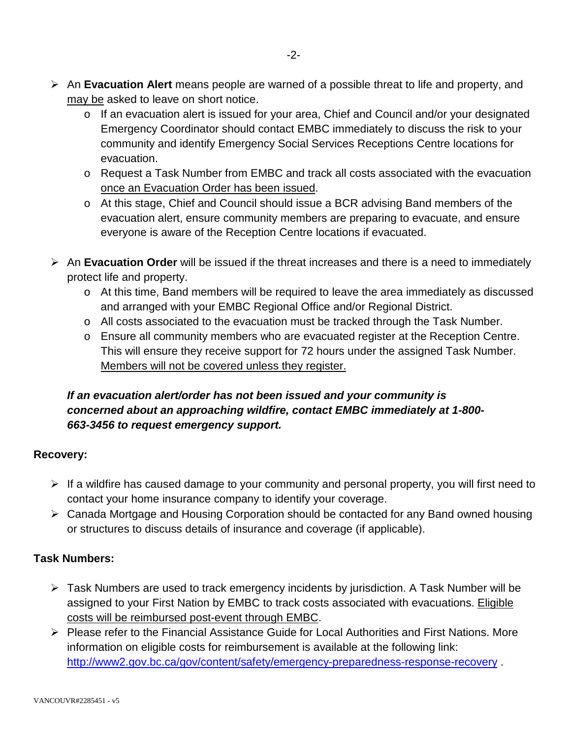- An **Evacuation Alert** means people are warned of a possible threat to life and property, and may be asked to leave on short notice.
    - If an evacuation alert is issued for your area, Chief and Council and/or your designated Emergency Coordinator should contact EMBC immediately to discuss the risk to your community and identify Emergency Social Services Receptions Centre locations for evacuation.
    - Request a Task Number from EMBC and track all costs associated with the evacuation once an Evacuation Order has been issued.
    - At this stage, Chief and Council should issue a BCR advising Band members of the evacuation alert, ensure community members are preparing to evacuate, and ensure everyone is aware of the Reception Centre locations if evacuated.

- An **Evacuation Order** will be issued if the threat increases and there is a need to immediately protect life and property.
    - At this time, Band members will be required to leave the area immediately as discussed and arranged with your EMBC Regional Office and/or Regional District.
    - All costs associated to the evacuation must be tracked through the Task Number.
    - Ensure all community members who are evacuated register at the Reception Centre. This will ensure they receive support for 72 hours under the assigned Task Number. Members will not be covered unless they register.

***If an evacuation alert/order has not been issued and your community is concerned about an approaching wildfire, contact EMBC immediately at 1-800-663-3456 to request emergency support.***

**Recovery:**

- If a wildfire has caused damage to your community and personal property, you will first need to contact your home insurance company to identify your coverage.
- Canada Mortgage and Housing Corporation should be contacted for any Band owned housing or structures to discuss details of insurance and coverage (if applicable).

**Task Numbers:**

- Task Numbers are used to track emergency incidents by jurisdiction. A Task Number will be assigned to your First Nation by EMBC to track costs associated with evacuations. Eligible costs will be reimbursed post-event through EMBC.
- Please refer to the Financial Assistance Guide for Local Authorities and First Nations. More information on eligible costs for reimbursement is available at the following link: http://www2.gov.bc.ca/gov/content/safety/emergency-preparedness-response-recovery .

VANCOUVR#2285451 - v5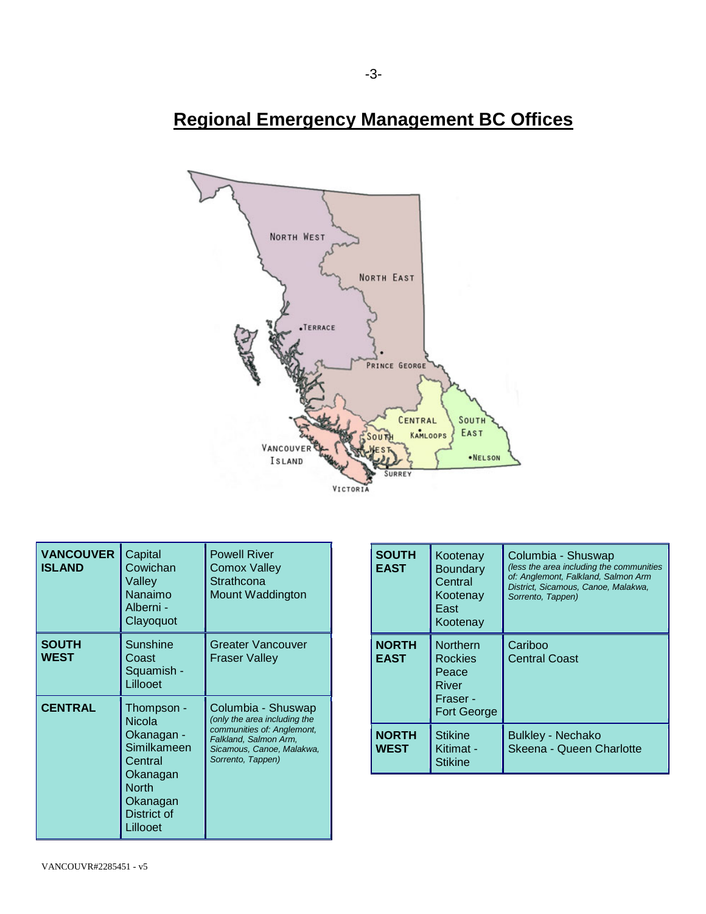# Regional Emergency Management BC Offices

| | | |
|---|---|---|
| **VANCOUVER ISLAND** | Capital<br>Cowichan Valley<br>Nanaimo<br>Alberni - Clayoquot | Powell River<br>Comox Valley<br>Strathcona<br>Mount Waddington |
| **SOUTH WEST** | Sunshine Coast<br>Squamish - Lillooet | Greater Vancouver<br>Fraser Valley |
| **CENTRAL** | Thompson - Nicola<br>Okanagan - Similkameen<br>Central Okanagan<br>North Okanagan<br>District of Lillooet | Columbia - Shuswap<br>*(only the area including the communities of: Anglemont, Falkland, Salmon Arm, Sicamous, Canoe, Malakwa, Sorrento, Tappen)* |

| | | |
|---|---|---|
| **SOUTH EAST** | Kootenay Boundary<br>Central Kootenay<br>East Kootenay | Columbia - Shuswap<br>*(less the area including the communities of: Anglemont, Falkland, Salmon Arm District, Sicamous, Canoe, Malakwa, Sorrento, Tappen)* |
| **NORTH EAST** | Northern Rockies<br>Peace River<br>Fraser - Fort George | Cariboo<br>Central Coast |
| **NORTH WEST** | Stikine<br>Kitimat - Stikine | Bulkley - Nechako<br>Skeena - Queen Charlotte |

VANCOUVR#2285451 - v5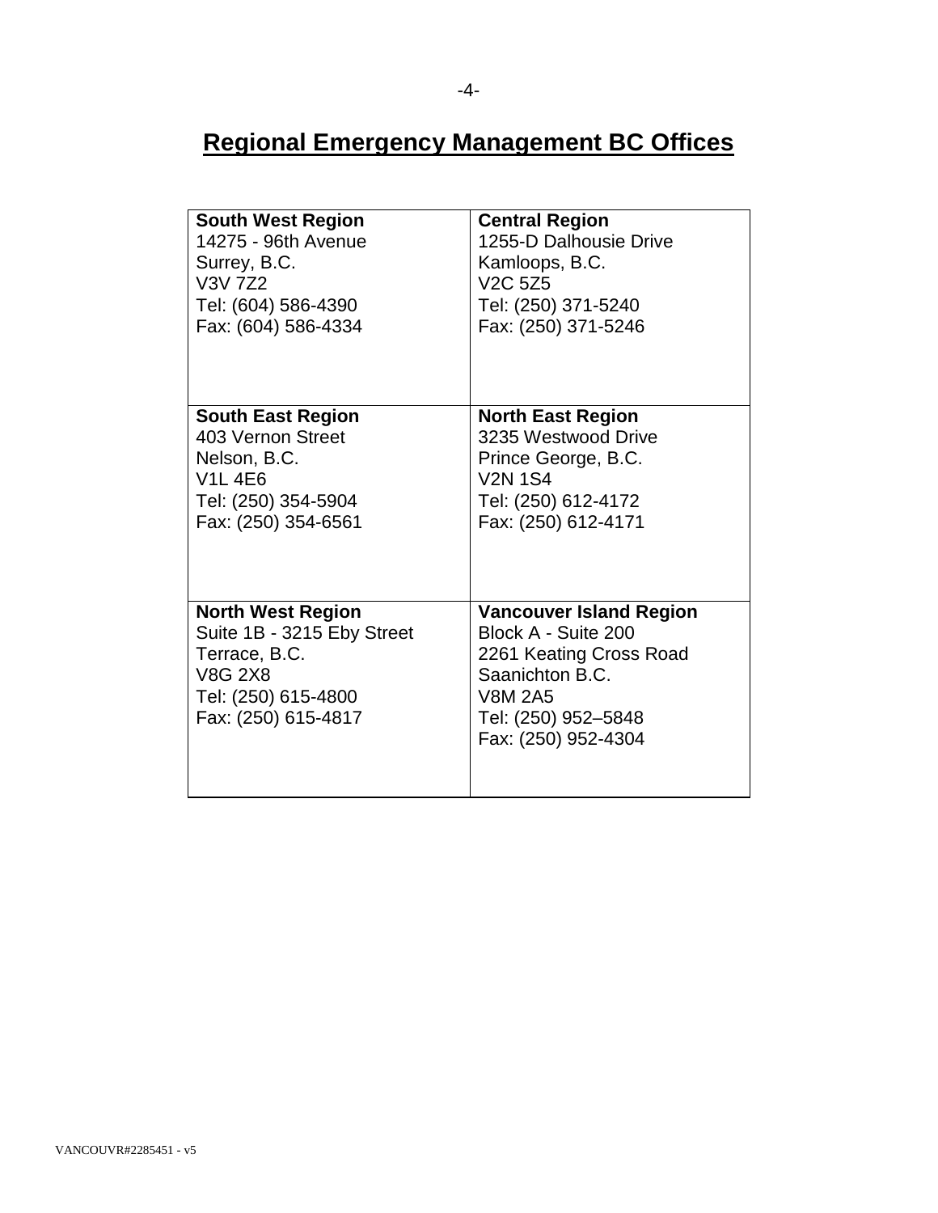# **Regional Emergency Management BC Offices**

| | |
|---|---|
| **South West Region**<br>14275 - 96th Avenue<br>Surrey, B.C.<br>V3V 7Z2<br>Tel: (604) 586-4390<br>Fax: (604) 586-4334 | **Central Region**<br>1255-D Dalhousie Drive<br>Kamloops, B.C.<br>V2C 5Z5<br>Tel: (250) 371-5240<br>Fax: (250) 371-5246 |
| **South East Region**<br>403 Vernon Street<br>Nelson, B.C.<br>V1L 4E6<br>Tel: (250) 354-5904<br>Fax: (250) 354-6561 | **North East Region**<br>3235 Westwood Drive<br>Prince George, B.C.<br>V2N 1S4<br>Tel: (250) 612-4172<br>Fax: (250) 612-4171 |
| **North West Region**<br>Suite 1B - 3215 Eby Street<br>Terrace, B.C.<br>V8G 2X8<br>Tel: (250) 615-4800<br>Fax: (250) 615-4817 | **Vancouver Island Region**<br>Block A - Suite 200<br>2261 Keating Cross Road<br>Saanichton B.C.<br>V8M 2A5<br>Tel: (250) 952–5848<br>Fax: (250) 952-4304 |

VANCOUVR#2285451 - v5